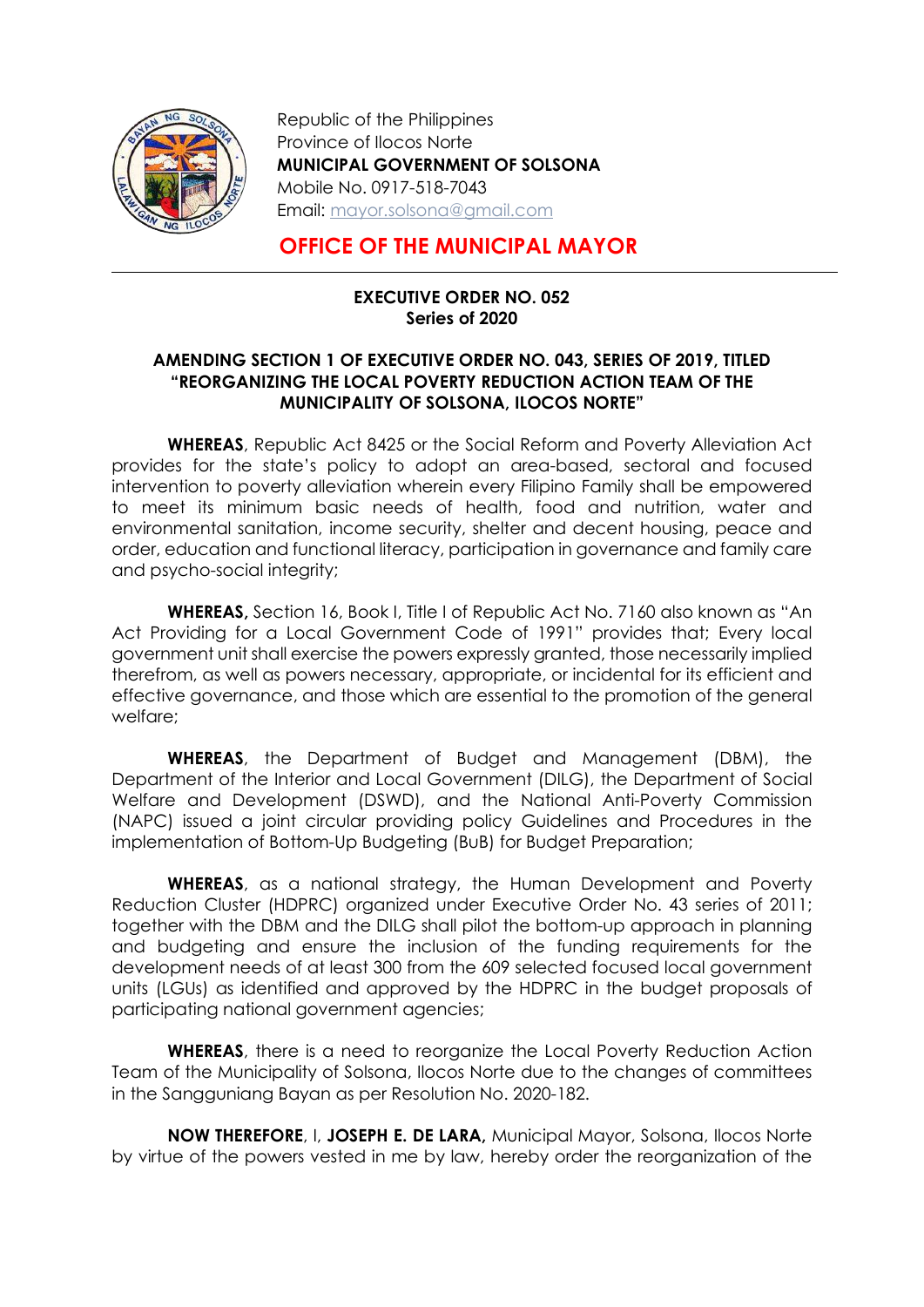Republic of the Philippines
Province of Ilocos Norte
**MUNICIPAL GOVERNMENT OF SOLSONA**
Mobile No. 0917-518-7043
Email: mayor.solsona@gmail.com

# OFFICE OF THE MUNICIPAL MAYOR

**EXECUTIVE ORDER NO. 052**
**Series of 2020**

**AMENDING SECTION 1 OF EXECUTIVE ORDER NO. 043, SERIES OF 2019, TITLED "REORGANIZING THE LOCAL POVERTY REDUCTION ACTION TEAM OF THE MUNICIPALITY OF SOLSONA, ILOCOS NORTE"**

**WHEREAS**, Republic Act 8425 or the Social Reform and Poverty Alleviation Act provides for the state's policy to adopt an area-based, sectoral and focused intervention to poverty alleviation wherein every Filipino Family shall be empowered to meet its minimum basic needs of health, food and nutrition, water and environmental sanitation, income security, shelter and decent housing, peace and order, education and functional literacy, participation in governance and family care and psycho-social integrity;

**WHEREAS,** Section 16, Book I, Title I of Republic Act No. 7160 also known as "An Act Providing for a Local Government Code of 1991" provides that; Every local government unit shall exercise the powers expressly granted, those necessarily implied therefrom, as well as powers necessary, appropriate, or incidental for its efficient and effective governance, and those which are essential to the promotion of the general welfare;

**WHEREAS**, the Department of Budget and Management (DBM), the Department of the Interior and Local Government (DILG), the Department of Social Welfare and Development (DSWD), and the National Anti-Poverty Commission (NAPC) issued a joint circular providing policy Guidelines and Procedures in the implementation of Bottom-Up Budgeting (BuB) for Budget Preparation;

**WHEREAS**, as a national strategy, the Human Development and Poverty Reduction Cluster (HDPRC) organized under Executive Order No. 43 series of 2011; together with the DBM and the DILG shall pilot the bottom-up approach in planning and budgeting and ensure the inclusion of the funding requirements for the development needs of at least 300 from the 609 selected focused local government units (LGUs) as identified and approved by the HDPRC in the budget proposals of participating national government agencies;

**WHEREAS**, there is a need to reorganize the Local Poverty Reduction Action Team of the Municipality of Solsona, Ilocos Norte due to the changes of committees in the Sangguniang Bayan as per Resolution No. 2020-182.

**NOW THEREFORE**, I, **JOSEPH E. DE LARA,** Municipal Mayor, Solsona, Ilocos Norte by virtue of the powers vested in me by law, hereby order the reorganization of the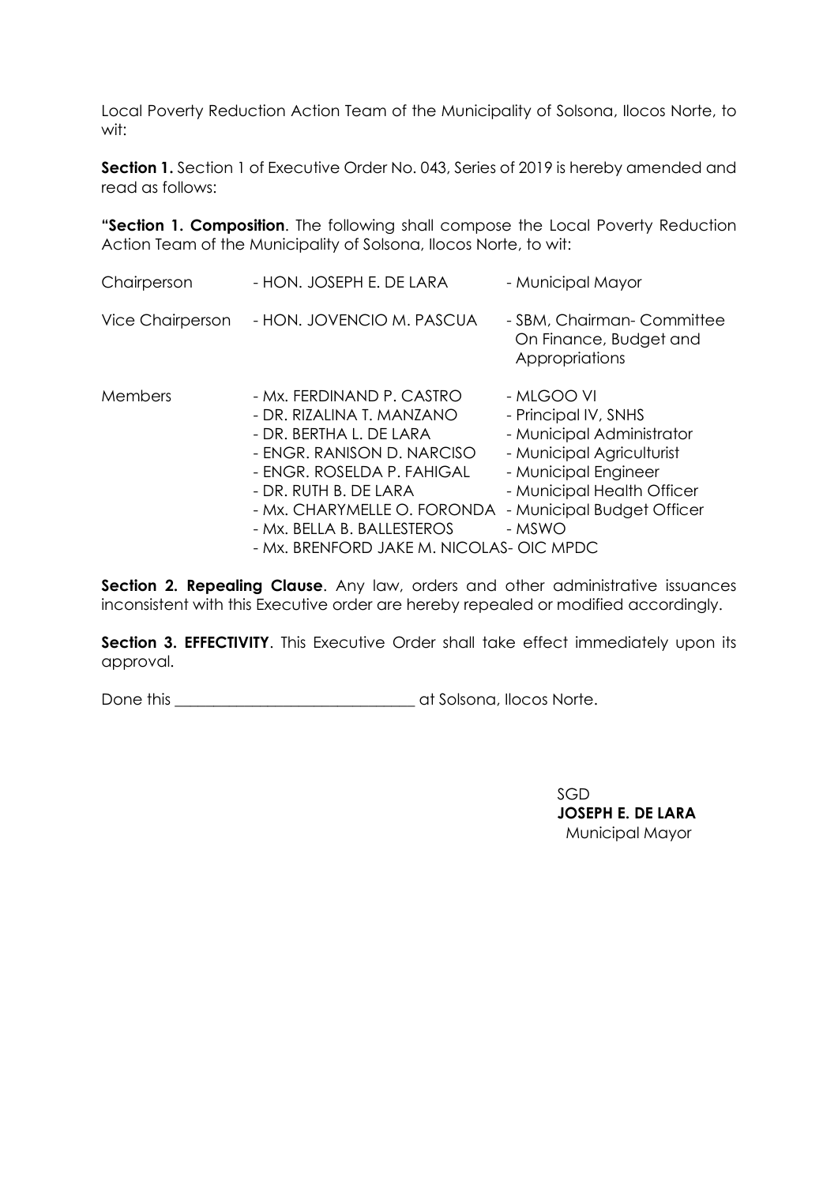Local Poverty Reduction Action Team of the Municipality of Solsona, Ilocos Norte, to wit:

**Section 1.** Section 1 of Executive Order No. 043, Series of 2019 is hereby amended and read as follows:

**"Section 1. Composition**. The following shall compose the Local Poverty Reduction Action Team of the Municipality of Solsona, Ilocos Norte, to wit:

| | | |
|---|---|---|
| Chairperson | - HON. JOSEPH E. DE LARA | - Municipal Mayor |
| Vice Chairperson | - HON. JOVENCIO M. PASCUA | - SBM, Chairman- Committee On Finance, Budget and Appropriations |
| Members | - Mx. FERDINAND P. CASTRO | - MLGOO VI |
| | - DR. RIZALINA T. MANZANO | - Principal IV, SNHS |
| | - DR. BERTHA L. DE LARA | - Municipal Administrator |
| | - ENGR. RANISON D. NARCISO | - Municipal Agriculturist |
| | - ENGR. ROSELDA P. FAHIGAL | - Municipal Engineer |
| | - DR. RUTH B. DE LARA | - Municipal Health Officer |
| | - Mx. CHARYMELLE O. FORONDA | - Municipal Budget Officer |
| | - Mx. BELLA B. BALLESTEROS | - MSWO |
| | - Mx. BRENFORD JAKE M. NICOLAS- OIC MPDC | |

**Section 2. Repealing Clause**. Any law, orders and other administrative issuances inconsistent with this Executive order are hereby repealed or modified accordingly.

**Section 3. EFFECTIVITY**. This Executive Order shall take effect immediately upon its approval.

Done this ______________________________ at Solsona, Ilocos Norte.

SGD
**JOSEPH E. DE LARA**
Municipal Mayor